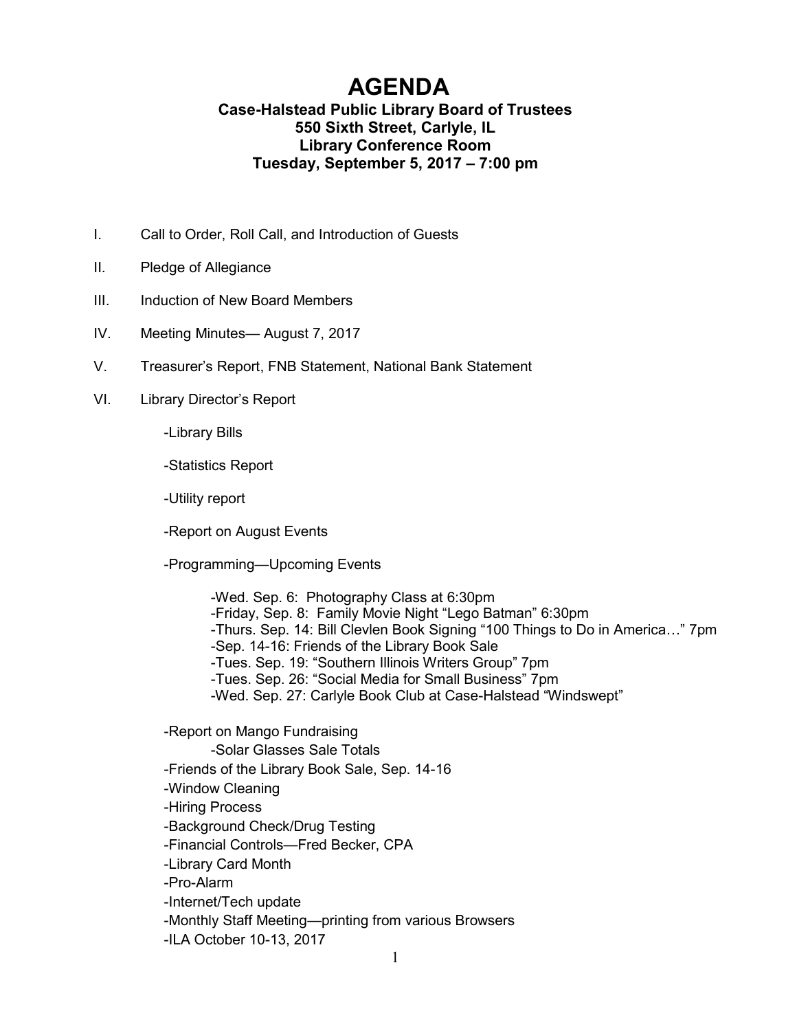# AGENDA

**Case-Halstead Public Library Board of Trustees**
**550 Sixth Street, Carlyle, IL**
**Library Conference Room**
**Tuesday, September 5, 2017 – 7:00 pm**

I. Call to Order, Roll Call, and Introduction of Guests

II. Pledge of Allegiance

III. Induction of New Board Members

IV. Meeting Minutes— August 7, 2017

V. Treasurer's Report, FNB Statement, National Bank Statement

VI. Library Director's Report

- Library Bills
- Statistics Report
- Utility report
- Report on August Events
- Programming—Upcoming Events
  - Wed. Sep. 6: Photography Class at 6:30pm
  - Friday, Sep. 8: Family Movie Night "Lego Batman" 6:30pm
  - Thurs. Sep. 14: Bill Clevlen Book Signing "100 Things to Do in America…" 7pm
  - Sep. 14-16: Friends of the Library Book Sale
  - Tues. Sep. 19: "Southern Illinois Writers Group" 7pm
  - Tues. Sep. 26: "Social Media for Small Business" 7pm
  - Wed. Sep. 27: Carlyle Book Club at Case-Halstead "Windswept"
- Report on Mango Fundraising
  - Solar Glasses Sale Totals
- Friends of the Library Book Sale, Sep. 14-16
- Window Cleaning
- Hiring Process
- Background Check/Drug Testing
- Financial Controls—Fred Becker, CPA
- Library Card Month
- Pro-Alarm
- Internet/Tech update
- Monthly Staff Meeting—printing from various Browsers
- ILA October 10-13, 2017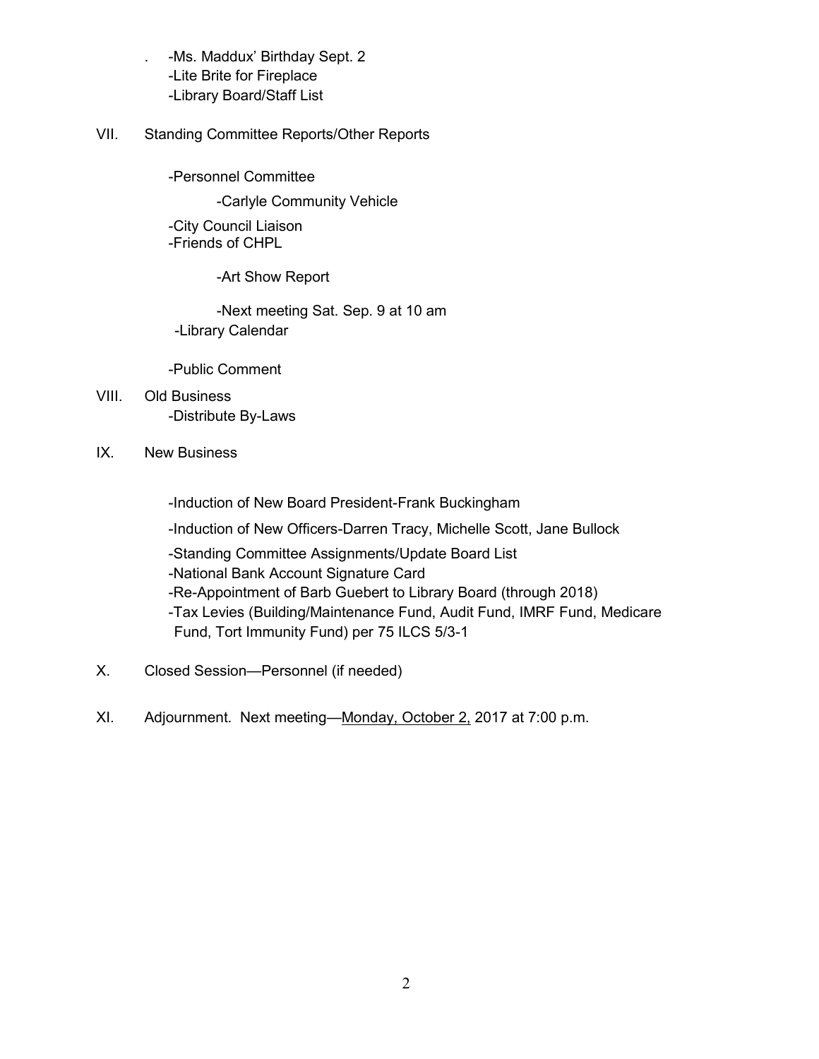. -Ms. Maddux' Birthday Sept. 2
-Lite Brite for Fireplace
-Library Board/Staff List

VII. Standing Committee Reports/Other Reports

-Personnel Committee

  -Carlyle Community Vehicle

-City Council Liaison
-Friends of CHPL

  -Art Show Report

  -Next meeting Sat. Sep. 9 at 10 am
-Library Calendar

-Public Comment

VIII. Old Business
-Distribute By-Laws

IX. New Business

-Induction of New Board President-Frank Buckingham

-Induction of New Officers-Darren Tracy, Michelle Scott, Jane Bullock

-Standing Committee Assignments/Update Board List
-National Bank Account Signature Card
-Re-Appointment of Barb Guebert to Library Board (through 2018)
-Tax Levies (Building/Maintenance Fund, Audit Fund, IMRF Fund, Medicare Fund, Tort Immunity Fund) per 75 ILCS 5/3-1

X. Closed Session—Personnel (if needed)

XI. Adjournment. Next meeting—Monday, October 2, 2017 at 7:00 p.m.